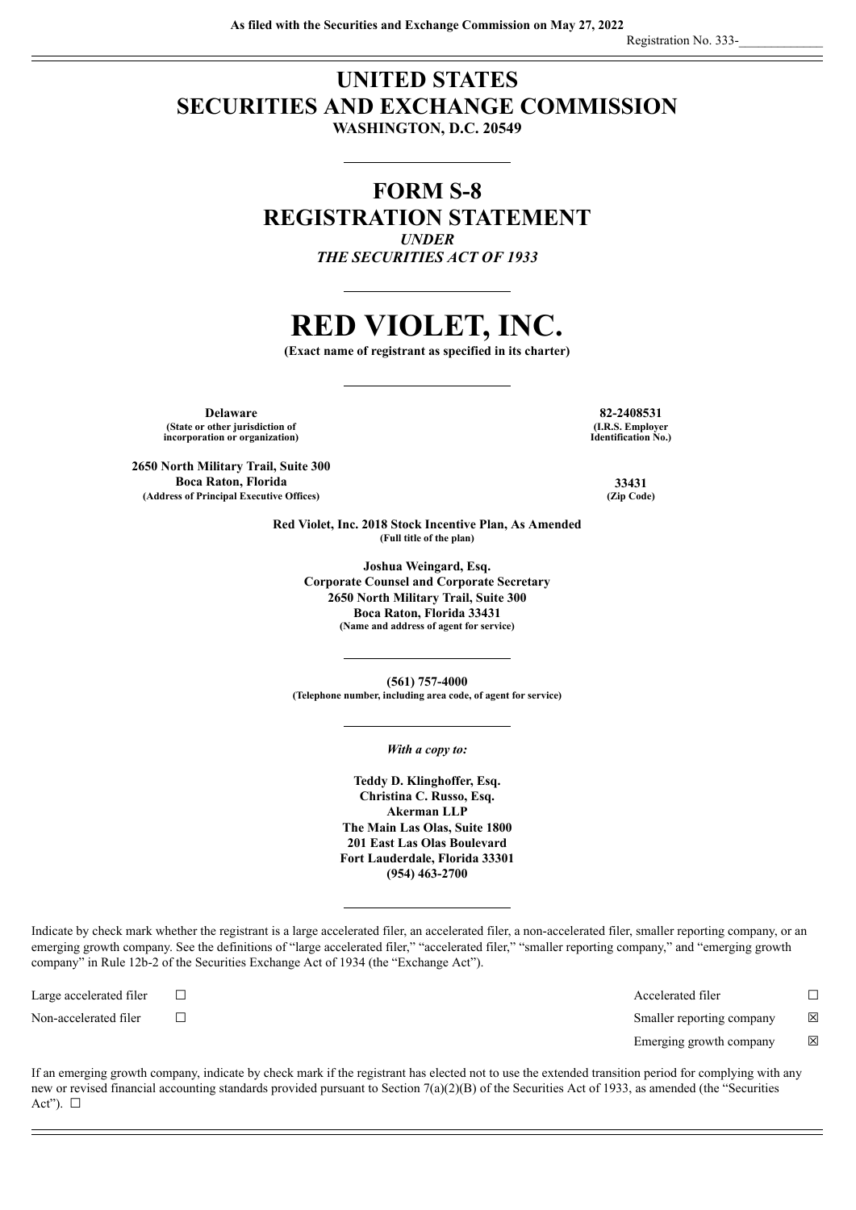**As filed with the Securities and Exchange Commission on May 27, 2022**

Registration No. 333-\_\_\_\_\_\_\_\_\_\_\_\_\_

# UNITED STATES
# SECURITIES AND EXCHANGE COMMISSION
**WASHINGTON, D.C. 20549**

## FORM S-8
## REGISTRATION STATEMENT
***UNDER***
***THE SECURITIES ACT OF 1933***

# RED VIOLET, INC.
**(Exact name of registrant as specified in its charter)**

| | |
|---|---|
| **Delaware** | **82-2408531** |
| **(State or other jurisdiction of incorporation or organization)** | **(I.R.S. Employer Identification No.)** |
| **2650 North Military Trail, Suite 300**<br>**Boca Raton, Florida** | **33431** |
| **(Address of Principal Executive Offices)** | **(Zip Code)** |

**Red Violet, Inc. 2018 Stock Incentive Plan, As Amended**
**(Full title of the plan)**

**Joshua Weingard, Esq.**
**Corporate Counsel and Corporate Secretary**
**2650 North Military Trail, Suite 300**
**Boca Raton, Florida 33431**
**(Name and address of agent for service)**

**(561) 757-4000**
**(Telephone number, including area code, of agent for service)**

***With a copy to:***

**Teddy D. Klinghoffer, Esq.**
**Christina C. Russo, Esq.**
**Akerman LLP**
**The Main Las Olas, Suite 1800**
**201 East Las Olas Boulevard**
**Fort Lauderdale, Florida 33301**
**(954) 463-2700**

Indicate by check mark whether the registrant is a large accelerated filer, an accelerated filer, a non-accelerated filer, smaller reporting company, or an emerging growth company. See the definitions of "large accelerated filer," "accelerated filer," "smaller reporting company," and "emerging growth company" in Rule 12b-2 of the Securities Exchange Act of 1934 (the "Exchange Act").

| | | | |
|---|---|---|---|
| Large accelerated filer | ☐ | Accelerated filer | ☐ |
| Non-accelerated filer | ☐ | Smaller reporting company | ☒ |
| | | Emerging growth company | ☒ |

If an emerging growth company, indicate by check mark if the registrant has elected not to use the extended transition period for complying with any new or revised financial accounting standards provided pursuant to Section 7(a)(2)(B) of the Securities Act of 1933, as amended (the "Securities Act"). ☐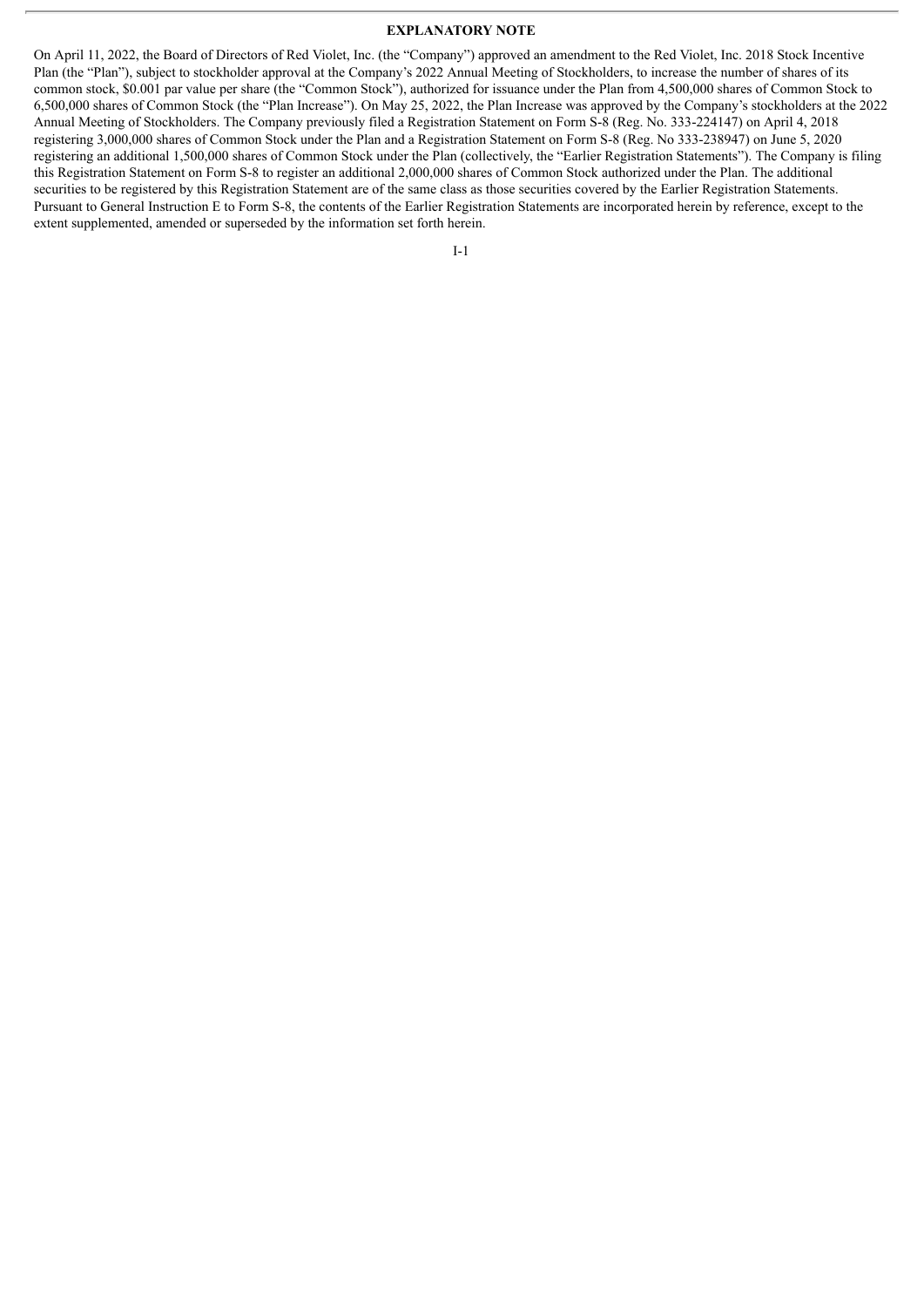## EXPLANATORY NOTE

On April 11, 2022, the Board of Directors of Red Violet, Inc. (the "Company") approved an amendment to the Red Violet, Inc. 2018 Stock Incentive Plan (the "Plan"), subject to stockholder approval at the Company's 2022 Annual Meeting of Stockholders, to increase the number of shares of its common stock, $0.001 par value per share (the "Common Stock"), authorized for issuance under the Plan from 4,500,000 shares of Common Stock to 6,500,000 shares of Common Stock (the "Plan Increase"). On May 25, 2022, the Plan Increase was approved by the Company's stockholders at the 2022 Annual Meeting of Stockholders. The Company previously filed a Registration Statement on Form S-8 (Reg. No. 333-224147) on April 4, 2018 registering 3,000,000 shares of Common Stock under the Plan and a Registration Statement on Form S-8 (Reg. No 333-238947) on June 5, 2020 registering an additional 1,500,000 shares of Common Stock under the Plan (collectively, the "Earlier Registration Statements"). The Company is filing this Registration Statement on Form S-8 to register an additional 2,000,000 shares of Common Stock authorized under the Plan. The additional securities to be registered by this Registration Statement are of the same class as those securities covered by the Earlier Registration Statements. Pursuant to General Instruction E to Form S-8, the contents of the Earlier Registration Statements are incorporated herein by reference, except to the extent supplemented, amended or superseded by the information set forth herein.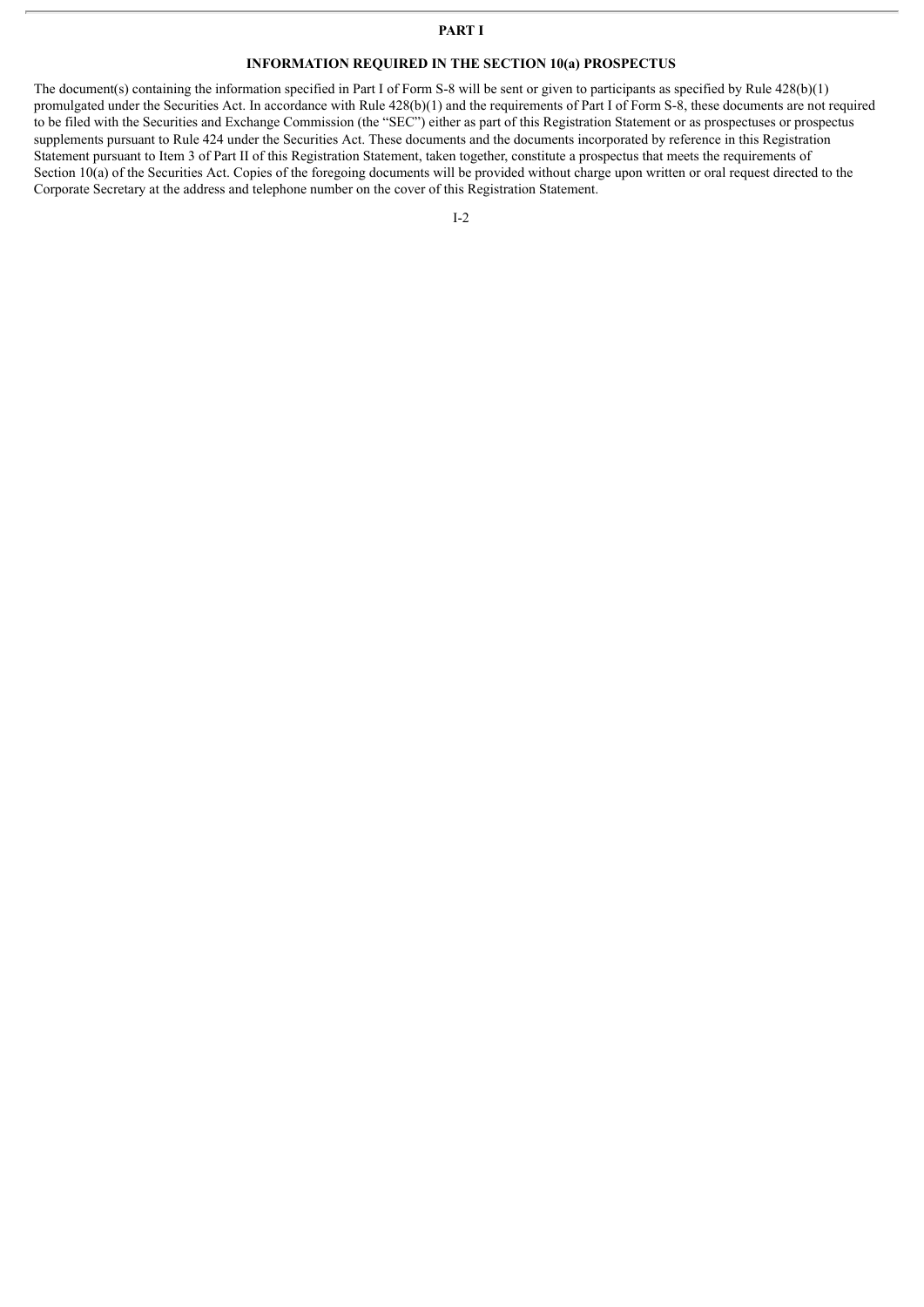# PART I

## INFORMATION REQUIRED IN THE SECTION 10(a) PROSPECTUS

The document(s) containing the information specified in Part I of Form S-8 will be sent or given to participants as specified by Rule 428(b)(1) promulgated under the Securities Act. In accordance with Rule 428(b)(1) and the requirements of Part I of Form S-8, these documents are not required to be filed with the Securities and Exchange Commission (the "SEC") either as part of this Registration Statement or as prospectuses or prospectus supplements pursuant to Rule 424 under the Securities Act. These documents and the documents incorporated by reference in this Registration Statement pursuant to Item 3 of Part II of this Registration Statement, taken together, constitute a prospectus that meets the requirements of Section 10(a) of the Securities Act. Copies of the foregoing documents will be provided without charge upon written or oral request directed to the Corporate Secretary at the address and telephone number on the cover of this Registration Statement.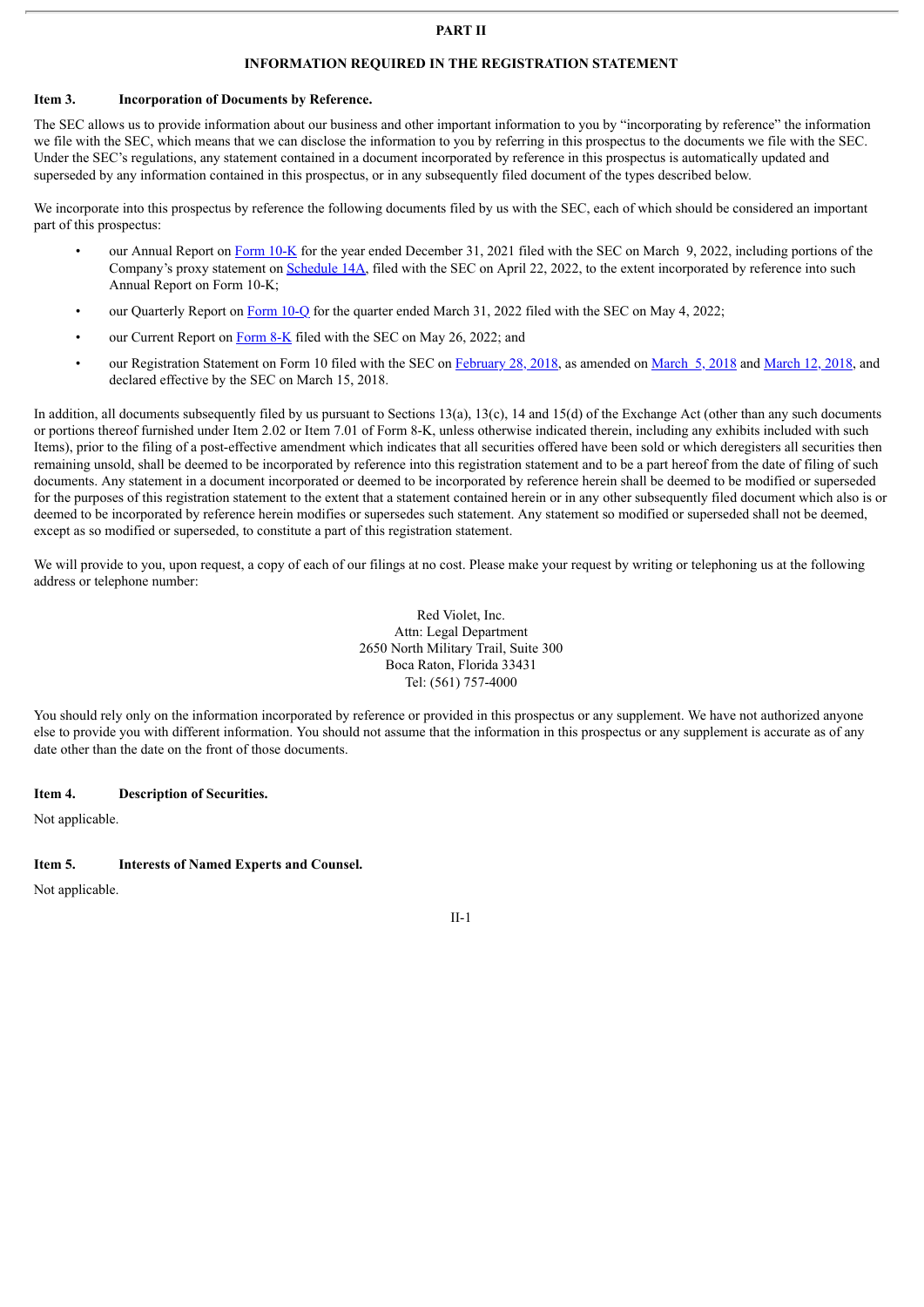# PART II

## INFORMATION REQUIRED IN THE REGISTRATION STATEMENT

### Item 3. Incorporation of Documents by Reference.

The SEC allows us to provide information about our business and other important information to you by "incorporating by reference" the information we file with the SEC, which means that we can disclose the information to you by referring in this prospectus to the documents we file with the SEC. Under the SEC's regulations, any statement contained in a document incorporated by reference in this prospectus is automatically updated and superseded by any information contained in this prospectus, or in any subsequently filed document of the types described below.

We incorporate into this prospectus by reference the following documents filed by us with the SEC, each of which should be considered an important part of this prospectus:

- our Annual Report on Form 10-K for the year ended December 31, 2021 filed with the SEC on March 9, 2022, including portions of the Company's proxy statement on Schedule 14A, filed with the SEC on April 22, 2022, to the extent incorporated by reference into such Annual Report on Form 10-K;
- our Quarterly Report on Form 10-Q for the quarter ended March 31, 2022 filed with the SEC on May 4, 2022;
- our Current Report on Form 8-K filed with the SEC on May 26, 2022; and
- our Registration Statement on Form 10 filed with the SEC on February 28, 2018, as amended on March 5, 2018 and March 12, 2018, and declared effective by the SEC on March 15, 2018.

In addition, all documents subsequently filed by us pursuant to Sections 13(a), 13(c), 14 and 15(d) of the Exchange Act (other than any such documents or portions thereof furnished under Item 2.02 or Item 7.01 of Form 8-K, unless otherwise indicated therein, including any exhibits included with such Items), prior to the filing of a post-effective amendment which indicates that all securities offered have been sold or which deregisters all securities then remaining unsold, shall be deemed to be incorporated by reference into this registration statement and to be a part hereof from the date of filing of such documents. Any statement in a document incorporated or deemed to be incorporated by reference herein shall be deemed to be modified or superseded for the purposes of this registration statement to the extent that a statement contained herein or in any other subsequently filed document which also is or deemed to be incorporated by reference herein modifies or supersedes such statement. Any statement so modified or superseded shall not be deemed, except as so modified or superseded, to constitute a part of this registration statement.

We will provide to you, upon request, a copy of each of our filings at no cost. Please make your request by writing or telephoning us at the following address or telephone number:

Red Violet, Inc.
Attn: Legal Department
2650 North Military Trail, Suite 300
Boca Raton, Florida 33431
Tel: (561) 757-4000

You should rely only on the information incorporated by reference or provided in this prospectus or any supplement. We have not authorized anyone else to provide you with different information. You should not assume that the information in this prospectus or any supplement is accurate as of any date other than the date on the front of those documents.

### Item 4. Description of Securities.

Not applicable.

### Item 5. Interests of Named Experts and Counsel.

Not applicable.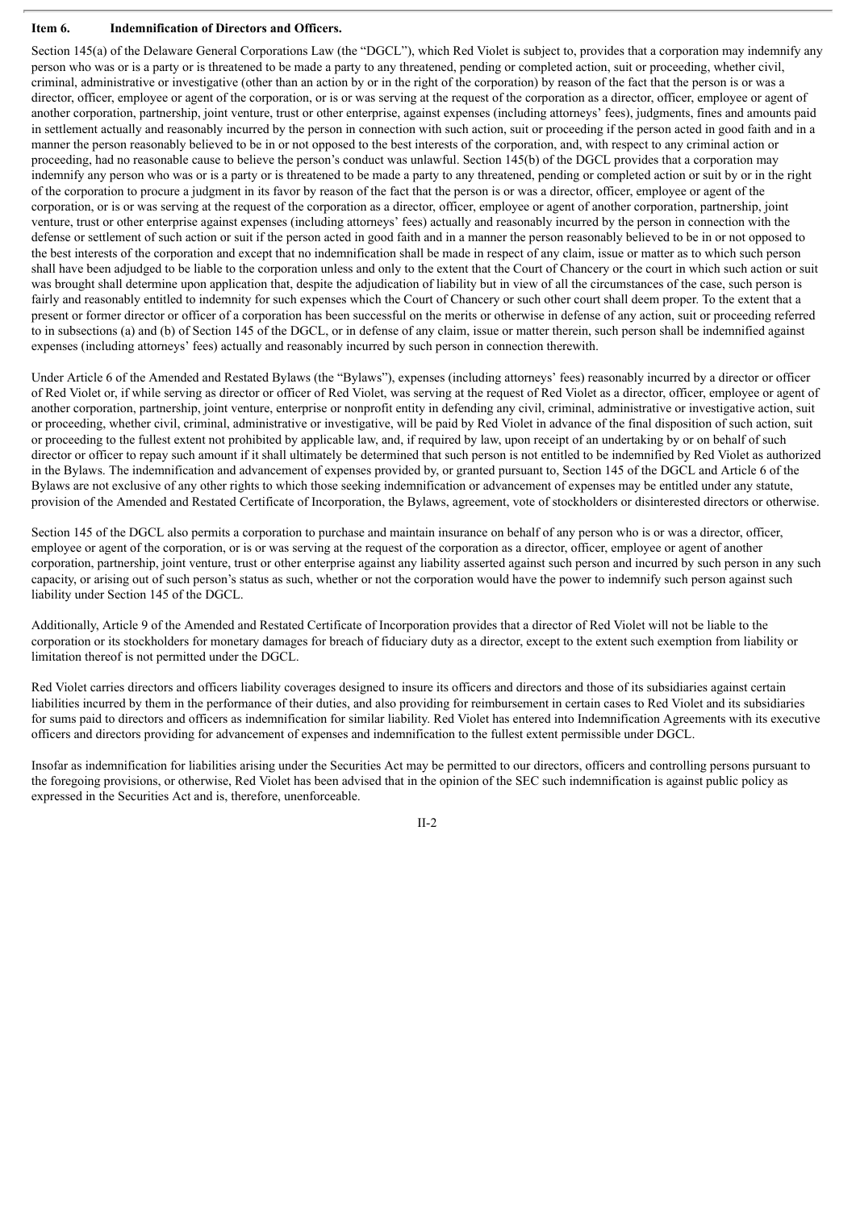**Item 6. Indemnification of Directors and Officers.**

Section 145(a) of the Delaware General Corporations Law (the "DGCL"), which Red Violet is subject to, provides that a corporation may indemnify any person who was or is a party or is threatened to be made a party to any threatened, pending or completed action, suit or proceeding, whether civil, criminal, administrative or investigative (other than an action by or in the right of the corporation) by reason of the fact that the person is or was a director, officer, employee or agent of the corporation, or is or was serving at the request of the corporation as a director, officer, employee or agent of another corporation, partnership, joint venture, trust or other enterprise, against expenses (including attorneys' fees), judgments, fines and amounts paid in settlement actually and reasonably incurred by the person in connection with such action, suit or proceeding if the person acted in good faith and in a manner the person reasonably believed to be in or not opposed to the best interests of the corporation, and, with respect to any criminal action or proceeding, had no reasonable cause to believe the person's conduct was unlawful. Section 145(b) of the DGCL provides that a corporation may indemnify any person who was or is a party or is threatened to be made a party to any threatened, pending or completed action or suit by or in the right of the corporation to procure a judgment in its favor by reason of the fact that the person is or was a director, officer, employee or agent of the corporation, or is or was serving at the request of the corporation as a director, officer, employee or agent of another corporation, partnership, joint venture, trust or other enterprise against expenses (including attorneys' fees) actually and reasonably incurred by the person in connection with the defense or settlement of such action or suit if the person acted in good faith and in a manner the person reasonably believed to be in or not opposed to the best interests of the corporation and except that no indemnification shall be made in respect of any claim, issue or matter as to which such person shall have been adjudged to be liable to the corporation unless and only to the extent that the Court of Chancery or the court in which such action or suit was brought shall determine upon application that, despite the adjudication of liability but in view of all the circumstances of the case, such person is fairly and reasonably entitled to indemnity for such expenses which the Court of Chancery or such other court shall deem proper. To the extent that a present or former director or officer of a corporation has been successful on the merits or otherwise in defense of any action, suit or proceeding referred to in subsections (a) and (b) of Section 145 of the DGCL, or in defense of any claim, issue or matter therein, such person shall be indemnified against expenses (including attorneys' fees) actually and reasonably incurred by such person in connection therewith.

Under Article 6 of the Amended and Restated Bylaws (the "Bylaws"), expenses (including attorneys' fees) reasonably incurred by a director or officer of Red Violet or, if while serving as director or officer of Red Violet, was serving at the request of Red Violet as a director, officer, employee or agent of another corporation, partnership, joint venture, enterprise or nonprofit entity in defending any civil, criminal, administrative or investigative action, suit or proceeding, whether civil, criminal, administrative or investigative, will be paid by Red Violet in advance of the final disposition of such action, suit or proceeding to the fullest extent not prohibited by applicable law, and, if required by law, upon receipt of an undertaking by or on behalf of such director or officer to repay such amount if it shall ultimately be determined that such person is not entitled to be indemnified by Red Violet as authorized in the Bylaws. The indemnification and advancement of expenses provided by, or granted pursuant to, Section 145 of the DGCL and Article 6 of the Bylaws are not exclusive of any other rights to which those seeking indemnification or advancement of expenses may be entitled under any statute, provision of the Amended and Restated Certificate of Incorporation, the Bylaws, agreement, vote of stockholders or disinterested directors or otherwise.

Section 145 of the DGCL also permits a corporation to purchase and maintain insurance on behalf of any person who is or was a director, officer, employee or agent of the corporation, or is or was serving at the request of the corporation as a director, officer, employee or agent of another corporation, partnership, joint venture, trust or other enterprise against any liability asserted against such person and incurred by such person in any such capacity, or arising out of such person's status as such, whether or not the corporation would have the power to indemnify such person against such liability under Section 145 of the DGCL.

Additionally, Article 9 of the Amended and Restated Certificate of Incorporation provides that a director of Red Violet will not be liable to the corporation or its stockholders for monetary damages for breach of fiduciary duty as a director, except to the extent such exemption from liability or limitation thereof is not permitted under the DGCL.

Red Violet carries directors and officers liability coverages designed to insure its officers and directors and those of its subsidiaries against certain liabilities incurred by them in the performance of their duties, and also providing for reimbursement in certain cases to Red Violet and its subsidiaries for sums paid to directors and officers as indemnification for similar liability. Red Violet has entered into Indemnification Agreements with its executive officers and directors providing for advancement of expenses and indemnification to the fullest extent permissible under DGCL.

Insofar as indemnification for liabilities arising under the Securities Act may be permitted to our directors, officers and controlling persons pursuant to the foregoing provisions, or otherwise, Red Violet has been advised that in the opinion of the SEC such indemnification is against public policy as expressed in the Securities Act and is, therefore, unenforceable.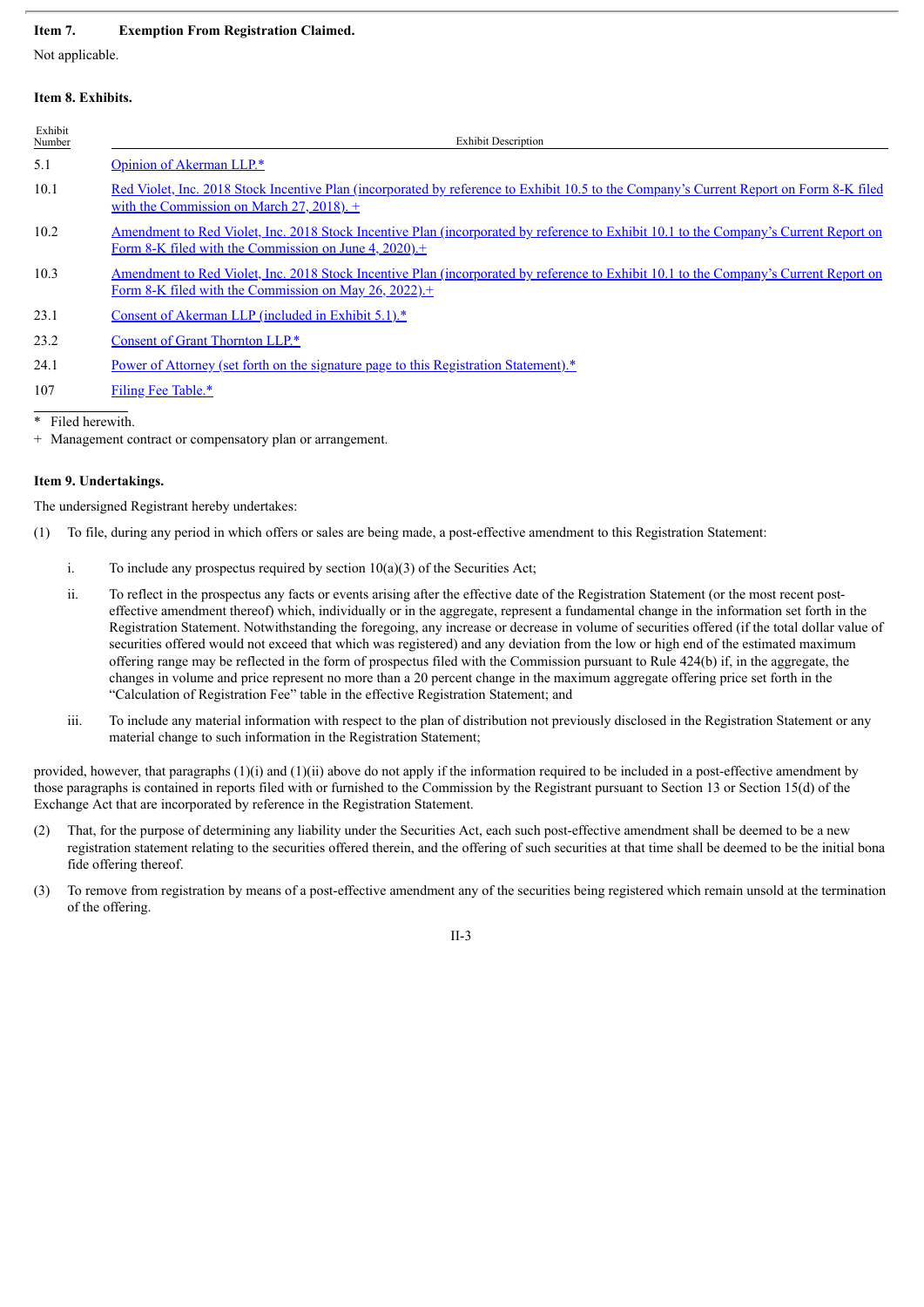**Item 7. Exemption From Registration Claimed.**

Not applicable.

**Item 8. Exhibits.**

| Exhibit Number | Exhibit Description |
|---|---|
| 5.1 | Opinion of Akerman LLP.* |
| 10.1 | Red Violet, Inc. 2018 Stock Incentive Plan (incorporated by reference to Exhibit 10.5 to the Company's Current Report on Form 8-K filed with the Commission on March 27, 2018). + |
| 10.2 | Amendment to Red Violet, Inc. 2018 Stock Incentive Plan (incorporated by reference to Exhibit 10.1 to the Company's Current Report on Form 8-K filed with the Commission on June 4, 2020).+ |
| 10.3 | Amendment to Red Violet, Inc. 2018 Stock Incentive Plan (incorporated by reference to Exhibit 10.1 to the Company's Current Report on Form 8-K filed with the Commission on May 26, 2022).+ |
| 23.1 | Consent of Akerman LLP (included in Exhibit 5.1).* |
| 23.2 | Consent of Grant Thornton LLP.* |
| 24.1 | Power of Attorney (set forth on the signature page to this Registration Statement).* |
| 107 | Filing Fee Table.* |

\* Filed herewith.

\+ Management contract or compensatory plan or arrangement.

**Item 9. Undertakings.**

The undersigned Registrant hereby undertakes:

(1) To file, during any period in which offers or sales are being made, a post-effective amendment to this Registration Statement:

i. To include any prospectus required by section 10(a)(3) of the Securities Act;

ii. To reflect in the prospectus any facts or events arising after the effective date of the Registration Statement (or the most recent post-effective amendment thereof) which, individually or in the aggregate, represent a fundamental change in the information set forth in the Registration Statement. Notwithstanding the foregoing, any increase or decrease in volume of securities offered (if the total dollar value of securities offered would not exceed that which was registered) and any deviation from the low or high end of the estimated maximum offering range may be reflected in the form of prospectus filed with the Commission pursuant to Rule 424(b) if, in the aggregate, the changes in volume and price represent no more than a 20 percent change in the maximum aggregate offering price set forth in the "Calculation of Registration Fee" table in the effective Registration Statement; and

iii. To include any material information with respect to the plan of distribution not previously disclosed in the Registration Statement or any material change to such information in the Registration Statement;

provided, however, that paragraphs (1)(i) and (1)(ii) above do not apply if the information required to be included in a post-effective amendment by those paragraphs is contained in reports filed with or furnished to the Commission by the Registrant pursuant to Section 13 or Section 15(d) of the Exchange Act that are incorporated by reference in the Registration Statement.

(2) That, for the purpose of determining any liability under the Securities Act, each such post-effective amendment shall be deemed to be a new registration statement relating to the securities offered therein, and the offering of such securities at that time shall be deemed to be the initial bona fide offering thereof.

(3) To remove from registration by means of a post-effective amendment any of the securities being registered which remain unsold at the termination of the offering.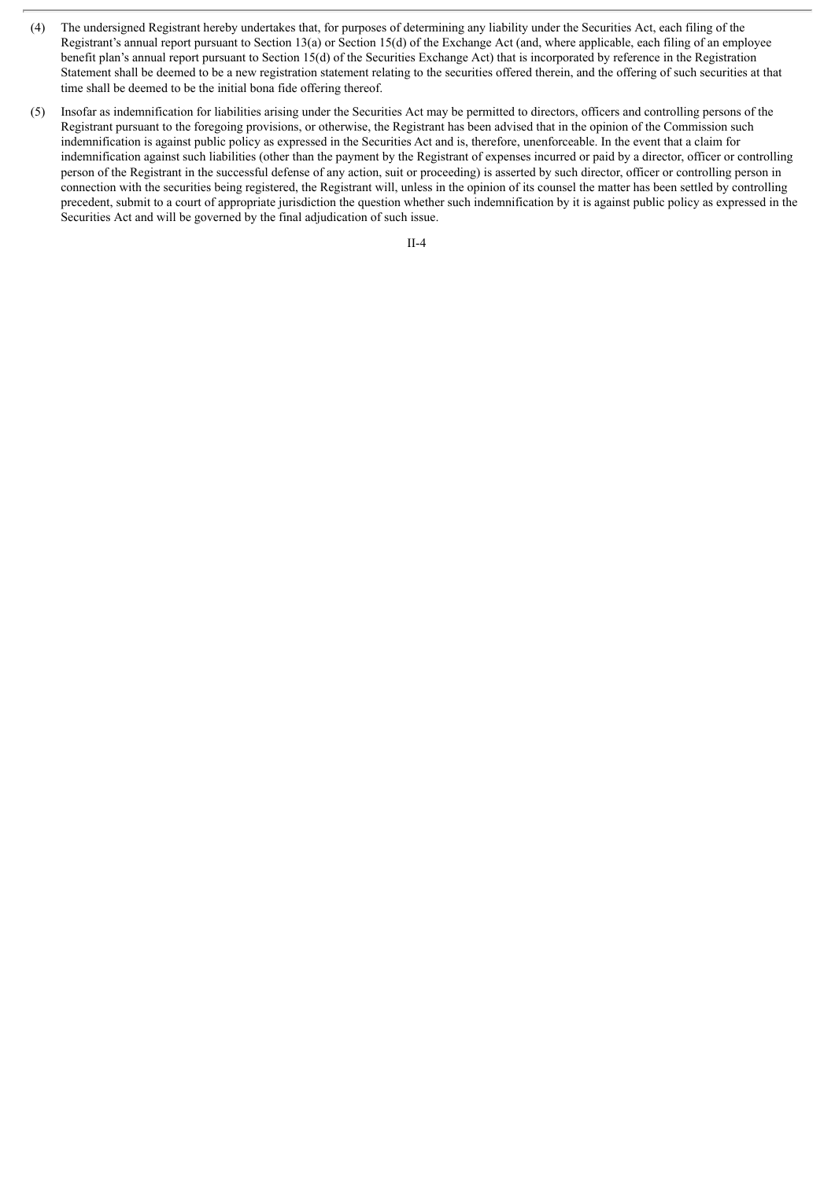(4) The undersigned Registrant hereby undertakes that, for purposes of determining any liability under the Securities Act, each filing of the Registrant's annual report pursuant to Section 13(a) or Section 15(d) of the Exchange Act (and, where applicable, each filing of an employee benefit plan's annual report pursuant to Section 15(d) of the Securities Exchange Act) that is incorporated by reference in the Registration Statement shall be deemed to be a new registration statement relating to the securities offered therein, and the offering of such securities at that time shall be deemed to be the initial bona fide offering thereof.

(5) Insofar as indemnification for liabilities arising under the Securities Act may be permitted to directors, officers and controlling persons of the Registrant pursuant to the foregoing provisions, or otherwise, the Registrant has been advised that in the opinion of the Commission such indemnification is against public policy as expressed in the Securities Act and is, therefore, unenforceable. In the event that a claim for indemnification against such liabilities (other than the payment by the Registrant of expenses incurred or paid by a director, officer or controlling person of the Registrant in the successful defense of any action, suit or proceeding) is asserted by such director, officer or controlling person in connection with the securities being registered, the Registrant will, unless in the opinion of its counsel the matter has been settled by controlling precedent, submit to a court of appropriate jurisdiction the question whether such indemnification by it is against public policy as expressed in the Securities Act and will be governed by the final adjudication of such issue.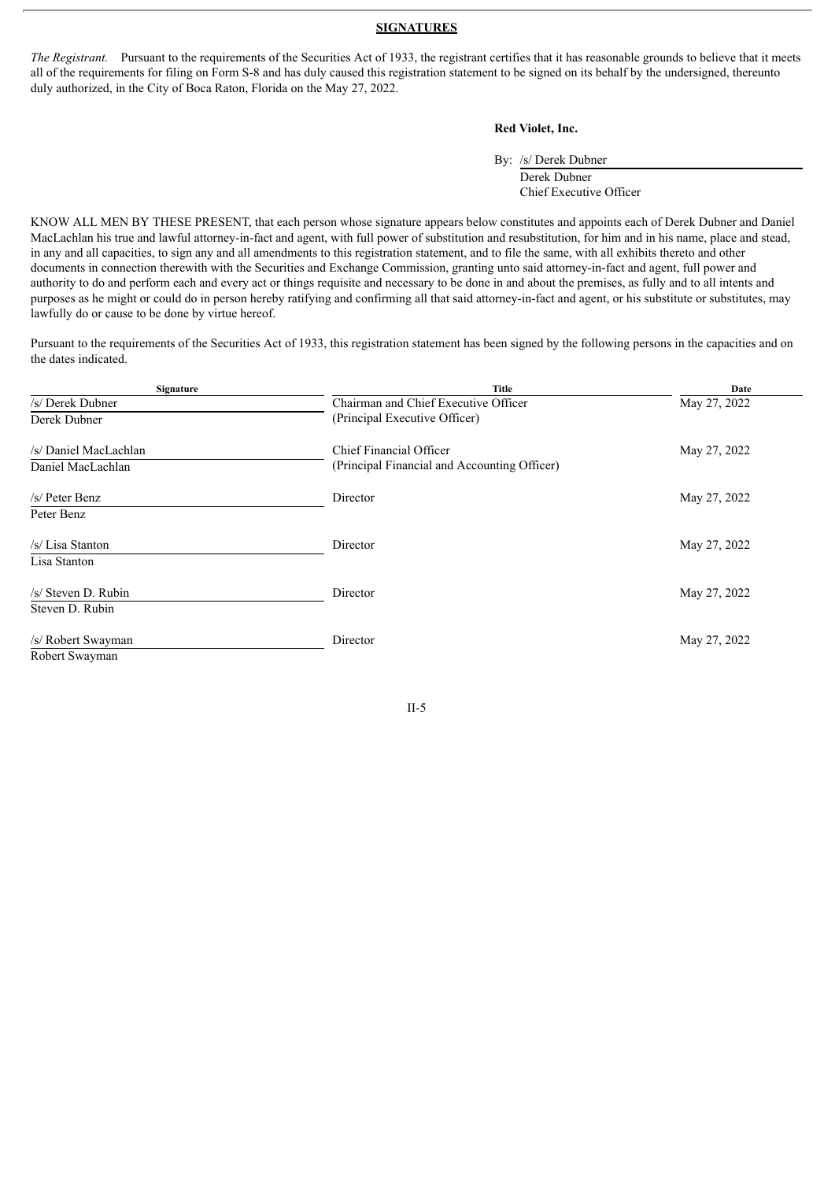## SIGNATURES

*The Registrant.* Pursuant to the requirements of the Securities Act of 1933, the registrant certifies that it has reasonable grounds to believe that it meets all of the requirements for filing on Form S-8 and has duly caused this registration statement to be signed on its behalf by the undersigned, thereunto duly authorized, in the City of Boca Raton, Florida on the May 27, 2022.

**Red Violet, Inc.**

By: /s/ Derek Dubner
Derek Dubner
Chief Executive Officer

KNOW ALL MEN BY THESE PRESENT, that each person whose signature appears below constitutes and appoints each of Derek Dubner and Daniel MacLachlan his true and lawful attorney-in-fact and agent, with full power of substitution and resubstitution, for him and in his name, place and stead, in any and all capacities, to sign any and all amendments to this registration statement, and to file the same, with all exhibits thereto and other documents in connection therewith with the Securities and Exchange Commission, granting unto said attorney-in-fact and agent, full power and authority to do and perform each and every act or things requisite and necessary to be done in and about the premises, as fully and to all intents and purposes as he might or could do in person hereby ratifying and confirming all that said attorney-in-fact and agent, or his substitute or substitutes, may lawfully do or cause to be done by virtue hereof.

Pursuant to the requirements of the Securities Act of 1933, this registration statement has been signed by the following persons in the capacities and on the dates indicated.

| Signature | Title | Date |
|---|---|---|
| /s/ Derek Dubner<br>Derek Dubner | Chairman and Chief Executive Officer<br>(Principal Executive Officer) | May 27, 2022 |
| /s/ Daniel MacLachlan<br>Daniel MacLachlan | Chief Financial Officer<br>(Principal Financial and Accounting Officer) | May 27, 2022 |
| /s/ Peter Benz<br>Peter Benz | Director | May 27, 2022 |
| /s/ Lisa Stanton<br>Lisa Stanton | Director | May 27, 2022 |
| /s/ Steven D. Rubin<br>Steven D. Rubin | Director | May 27, 2022 |
| /s/ Robert Swayman<br>Robert Swayman | Director | May 27, 2022 |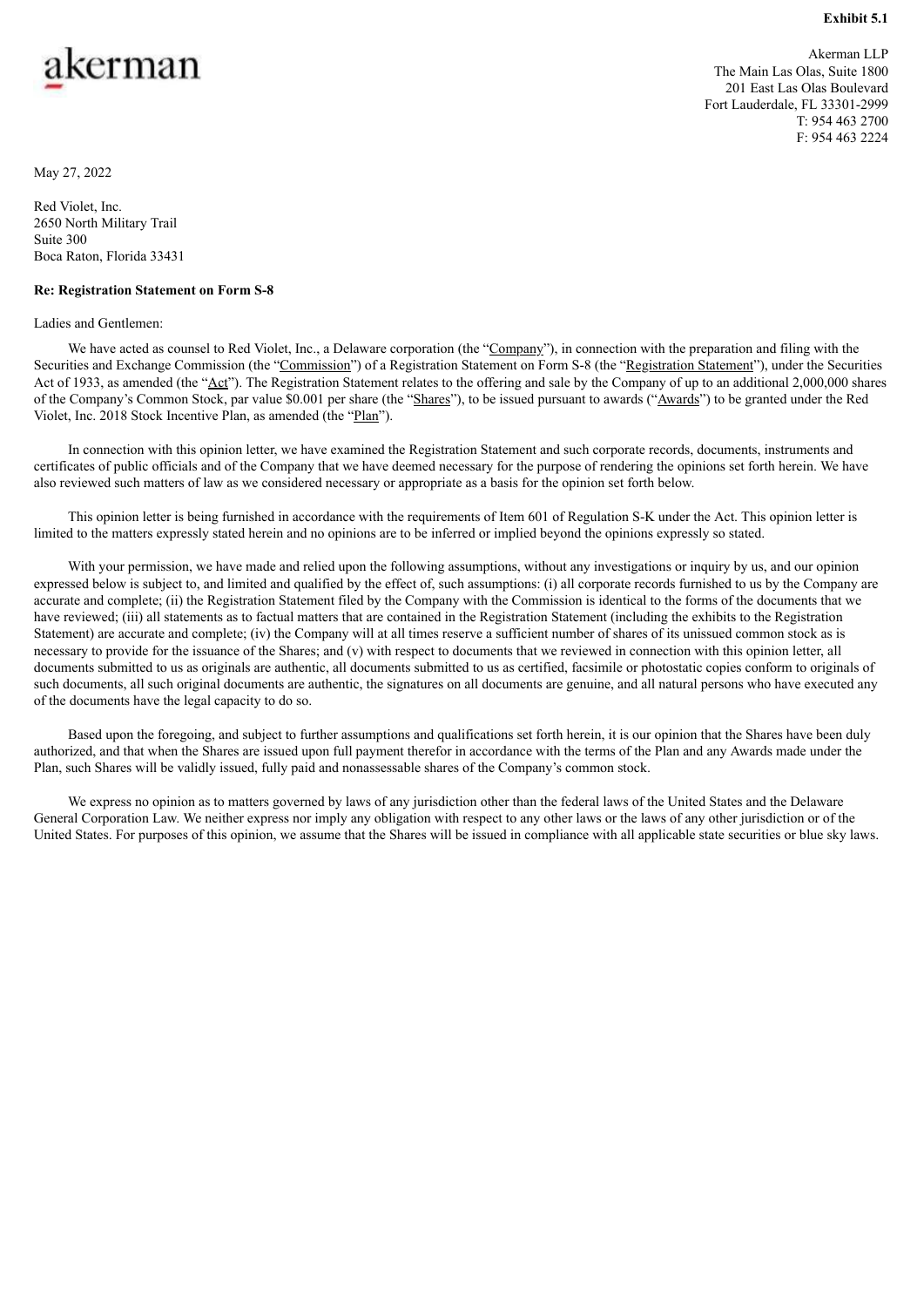**Exhibit 5.1**

akerman

Akerman LLP
The Main Las Olas, Suite 1800
201 East Las Olas Boulevard
Fort Lauderdale, FL 33301-2999
T: 954 463 2700
F: 954 463 2224

May 27, 2022

Red Violet, Inc.
2650 North Military Trail
Suite 300
Boca Raton, Florida 33431

**Re: Registration Statement on Form S-8**

Ladies and Gentlemen:

We have acted as counsel to Red Violet, Inc., a Delaware corporation (the "Company"), in connection with the preparation and filing with the Securities and Exchange Commission (the "Commission") of a Registration Statement on Form S-8 (the "Registration Statement"), under the Securities Act of 1933, as amended (the "Act"). The Registration Statement relates to the offering and sale by the Company of up to an additional 2,000,000 shares of the Company's Common Stock, par value $0.001 per share (the "Shares"), to be issued pursuant to awards ("Awards") to be granted under the Red Violet, Inc. 2018 Stock Incentive Plan, as amended (the "Plan").

In connection with this opinion letter, we have examined the Registration Statement and such corporate records, documents, instruments and certificates of public officials and of the Company that we have deemed necessary for the purpose of rendering the opinions set forth herein. We have also reviewed such matters of law as we considered necessary or appropriate as a basis for the opinion set forth below.

This opinion letter is being furnished in accordance with the requirements of Item 601 of Regulation S-K under the Act. This opinion letter is limited to the matters expressly stated herein and no opinions are to be inferred or implied beyond the opinions expressly so stated.

With your permission, we have made and relied upon the following assumptions, without any investigations or inquiry by us, and our opinion expressed below is subject to, and limited and qualified by the effect of, such assumptions: (i) all corporate records furnished to us by the Company are accurate and complete; (ii) the Registration Statement filed by the Company with the Commission is identical to the forms of the documents that we have reviewed; (iii) all statements as to factual matters that are contained in the Registration Statement (including the exhibits to the Registration Statement) are accurate and complete; (iv) the Company will at all times reserve a sufficient number of shares of its unissued common stock as is necessary to provide for the issuance of the Shares; and (v) with respect to documents that we reviewed in connection with this opinion letter, all documents submitted to us as originals are authentic, all documents submitted to us as certified, facsimile or photostatic copies conform to originals of such documents, all such original documents are authentic, the signatures on all documents are genuine, and all natural persons who have executed any of the documents have the legal capacity to do so.

Based upon the foregoing, and subject to further assumptions and qualifications set forth herein, it is our opinion that the Shares have been duly authorized, and that when the Shares are issued upon full payment therefor in accordance with the terms of the Plan and any Awards made under the Plan, such Shares will be validly issued, fully paid and nonassessable shares of the Company's common stock.

We express no opinion as to matters governed by laws of any jurisdiction other than the federal laws of the United States and the Delaware General Corporation Law. We neither express nor imply any obligation with respect to any other laws or the laws of any other jurisdiction or of the United States. For purposes of this opinion, we assume that the Shares will be issued in compliance with all applicable state securities or blue sky laws.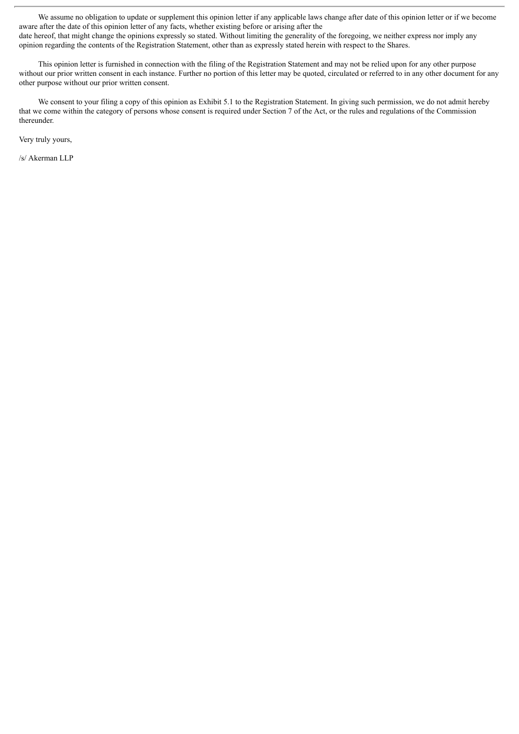We assume no obligation to update or supplement this opinion letter if any applicable laws change after date of this opinion letter or if we become aware after the date of this opinion letter of any facts, whether existing before or arising after the date hereof, that might change the opinions expressly so stated. Without limiting the generality of the foregoing, we neither express nor imply any opinion regarding the contents of the Registration Statement, other than as expressly stated herein with respect to the Shares.

This opinion letter is furnished in connection with the filing of the Registration Statement and may not be relied upon for any other purpose without our prior written consent in each instance. Further no portion of this letter may be quoted, circulated or referred to in any other document for any other purpose without our prior written consent.

We consent to your filing a copy of this opinion as Exhibit 5.1 to the Registration Statement. In giving such permission, we do not admit hereby that we come within the category of persons whose consent is required under Section 7 of the Act, or the rules and regulations of the Commission thereunder.

Very truly yours,

/s/ Akerman LLP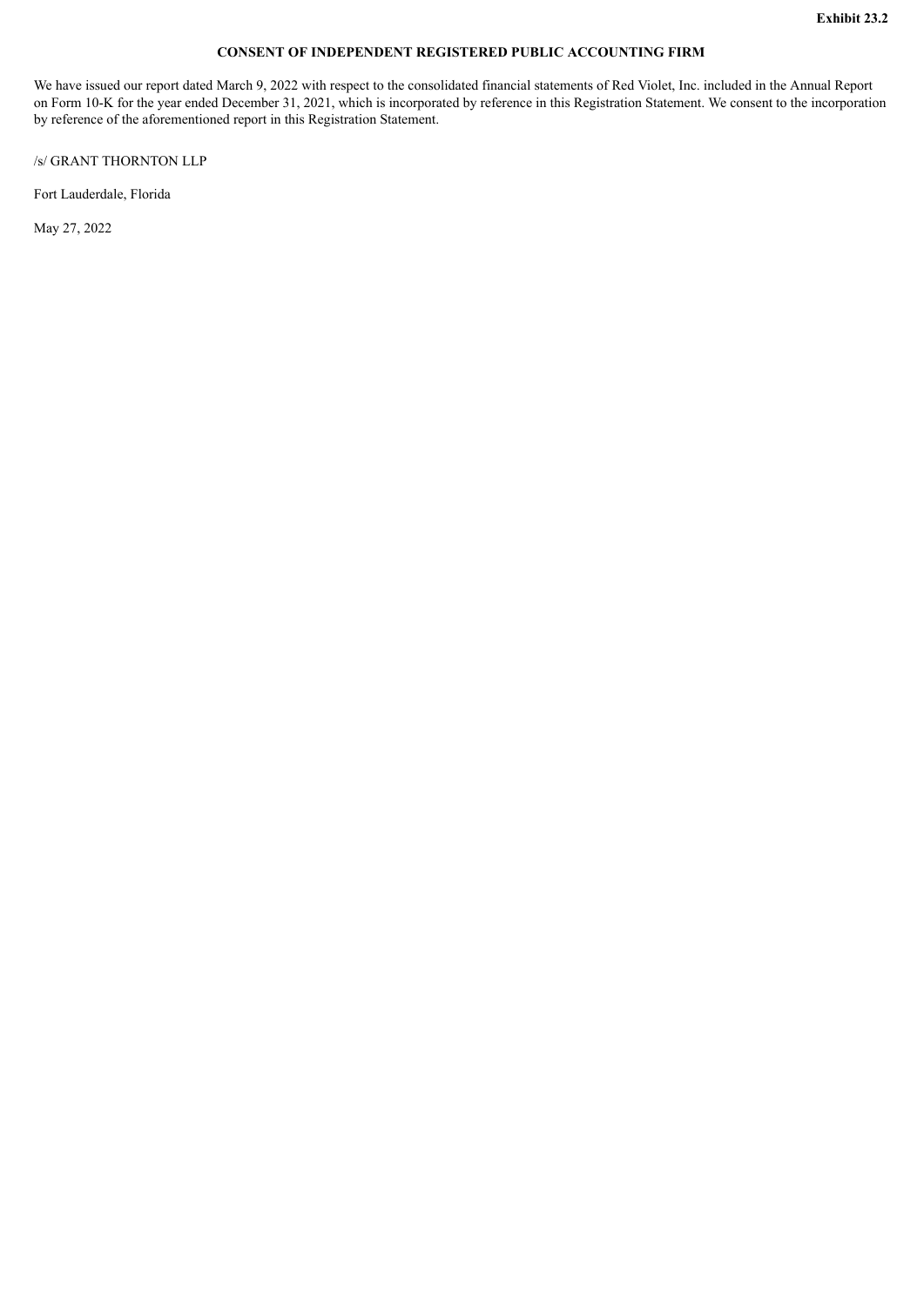**Exhibit 23.2**

# CONSENT OF INDEPENDENT REGISTERED PUBLIC ACCOUNTING FIRM

We have issued our report dated March 9, 2022 with respect to the consolidated financial statements of Red Violet, Inc. included in the Annual Report on Form 10-K for the year ended December 31, 2021, which is incorporated by reference in this Registration Statement. We consent to the incorporation by reference of the aforementioned report in this Registration Statement.

/s/ GRANT THORNTON LLP

Fort Lauderdale, Florida

May 27, 2022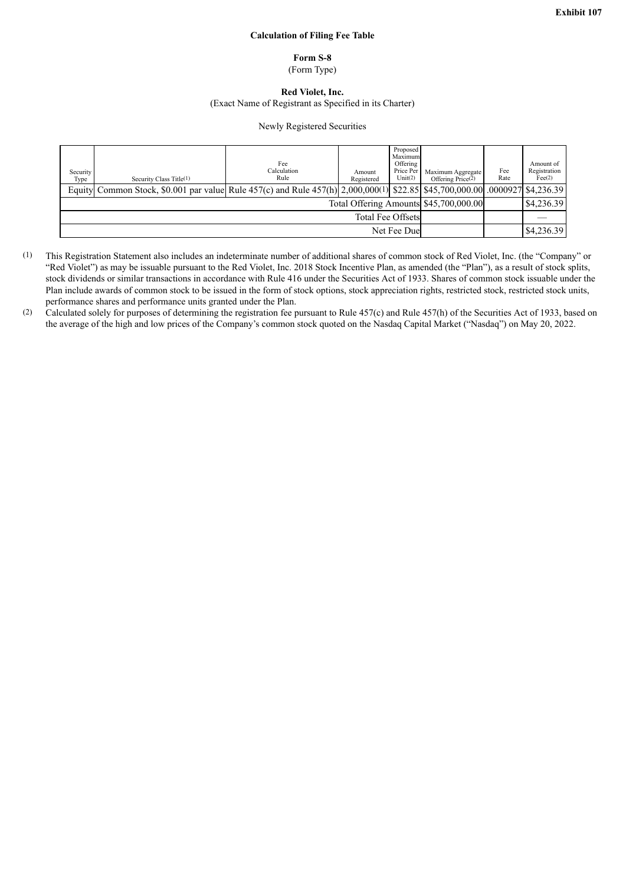**Exhibit 107**

**Calculation of Filing Fee Table**

**Form S-8**
(Form Type)

**Red Violet, Inc.**
(Exact Name of Registrant as Specified in its Charter)

Newly Registered Securities

| Security Type | Security Class Title(1) | Fee Calculation Rule | Amount Registered | Proposed Maximum Offering Price Per Unit(2) | Maximum Aggregate Offering Price(2) | Fee Rate | Amount of Registration Fee(2) |
|---|---|---|---|---|---|---|---|
| Equity | Common Stock, $0.001 par value | Rule 457(c) and Rule 457(h) | 2,000,000(1) | $22.85 | $45,700,000.00 | .0000927 | $4,236.39 |
| Total Offering Amounts | | | | | $45,700,000.00 | | $4,236.39 |
| Total Fee Offsets | | | | | | | — |
| Net Fee Due | | | | | | | $4,236.39 |

(1) This Registration Statement also includes an indeterminate number of additional shares of common stock of Red Violet, Inc. (the "Company" or "Red Violet") as may be issuable pursuant to the Red Violet, Inc. 2018 Stock Incentive Plan, as amended (the "Plan"), as a result of stock splits, stock dividends or similar transactions in accordance with Rule 416 under the Securities Act of 1933. Shares of common stock issuable under the Plan include awards of common stock to be issued in the form of stock options, stock appreciation rights, restricted stock, restricted stock units, performance shares and performance units granted under the Plan.

(2) Calculated solely for purposes of determining the registration fee pursuant to Rule 457(c) and Rule 457(h) of the Securities Act of 1933, based on the average of the high and low prices of the Company's common stock quoted on the Nasdaq Capital Market ("Nasdaq") on May 20, 2022.